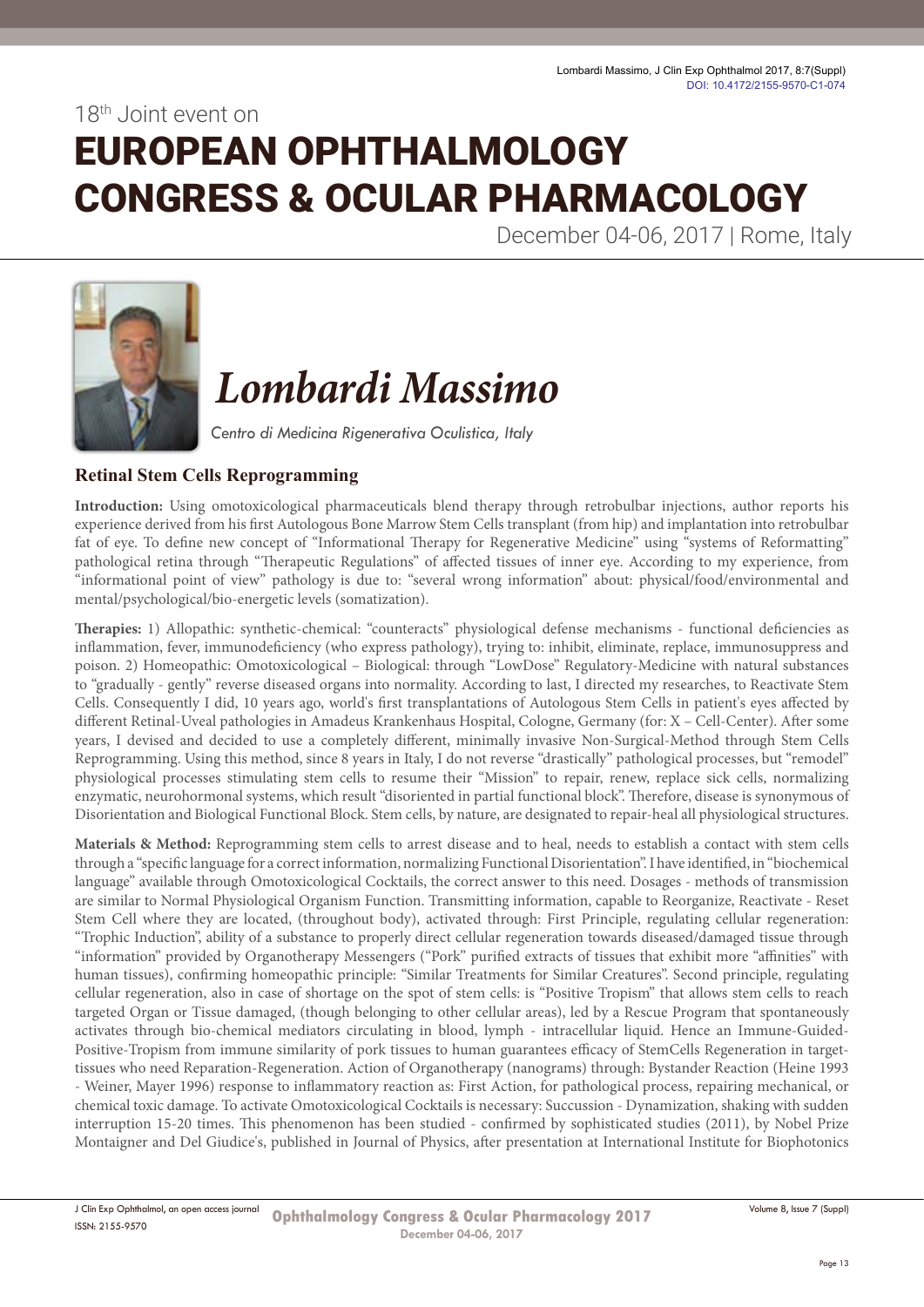18th Joint event on

# EUROPEAN OPHTHALMOLOGY CONGRESS & OCULAR PHARMACOLOGY

December 04-06, 2017 | Rome, Italy

## *Lombardi Massimo*

*Centro di Medicina Rigenerativa Oculistica, Italy*

### Retinal Stem Cells Reprogramming

**Introduction:** Using omotoxicological pharmaceuticals blend therapy through retrobulbar injections, author reports his experience derived from his first Autologous Bone Marrow Stem Cells transplant (from hip) and implantation into retrobulbar fat of eye. To define new concept of "Informational Therapy for Regenerative Medicine" using "systems of Reformatting" pathological retina through "Therapeutic Regulations" of affected tissues of inner eye. According to my experience, from "informational point of view" pathology is due to: "several wrong information" about: physical/food/environmental and mental/psychological/bio-energetic levels (somatization).

**Therapies:** 1) Allopathic: synthetic-chemical: "counteracts" physiological defense mechanisms - functional deficiencies as inflammation, fever, immunodeficiency (who express pathology), trying to: inhibit, eliminate, replace, immunosuppress and poison. 2) Homeopathic: Omotoxicological – Biological: through "LowDose" Regulatory-Medicine with natural substances to "gradually - gently" reverse diseased organs into normality. According to last, I directed my researches, to Reactivate Stem Cells. Consequently I did, 10 years ago, world's first transplantations of Autologous Stem Cells in patient's eyes affected by different Retinal-Uveal pathologies in Amadeus Krankenhaus Hospital, Cologne, Germany (for: X – Cell-Center). After some years, I devised and decided to use a completely different, minimally invasive Non-Surgical-Method through Stem Cells Reprogramming. Using this method, since 8 years in Italy, I do not reverse "drastically" pathological processes, but "remodel" physiological processes stimulating stem cells to resume their "Mission" to repair, renew, replace sick cells, normalizing enzymatic, neurohormonal systems, which result "disoriented in partial functional block". Therefore, disease is synonymous of Disorientation and Biological Functional Block. Stem cells, by nature, are designated to repair-heal all physiological structures.

**Materials & Method:** Reprogramming stem cells to arrest disease and to heal, needs to establish a contact with stem cells through a "specific language for a correct information, normalizing Functional Disorientation". I have identified, in "biochemical language" available through Omotoxicological Cocktails, the correct answer to this need. Dosages - methods of transmission are similar to Normal Physiological Organism Function. Transmitting information, capable to Reorganize, Reactivate - Reset Stem Cell where they are located, (throughout body), activated through: First Principle, regulating cellular regeneration: "Trophic Induction", ability of a substance to properly direct cellular regeneration towards diseased/damaged tissue through "information" provided by Organotherapy Messengers ("Pork" purified extracts of tissues that exhibit more "affinities" with human tissues), confirming homeopathic principle: "Similar Treatments for Similar Creatures". Second principle, regulating cellular regeneration, also in case of shortage on the spot of stem cells: is "Positive Tropism" that allows stem cells to reach targeted Organ or Tissue damaged, (though belonging to other cellular areas), led by a Rescue Program that spontaneously activates through bio-chemical mediators circulating in blood, lymph - intracellular liquid. Hence an Immune-Guided-Positive-Tropism from immune similarity of pork tissues to human guarantees efficacy of StemCells Regeneration in target-tissues who need Reparation-Regeneration. Action of Organotherapy (nanograms) through: Bystander Reaction (Heine 1993 - Weiner, Mayer 1996) response to inflammatory reaction as: First Action, for pathological process, repairing mechanical, or chemical toxic damage. To activate Omotoxicological Cocktails is necessary: Succussion - Dynamization, shaking with sudden interruption 15-20 times. This phenomenon has been studied - confirmed by sophisticated studies (2011), by Nobel Prize Montaigner and Del Giudice's, published in Journal of Physics, after presentation at International Institute for Biophotonics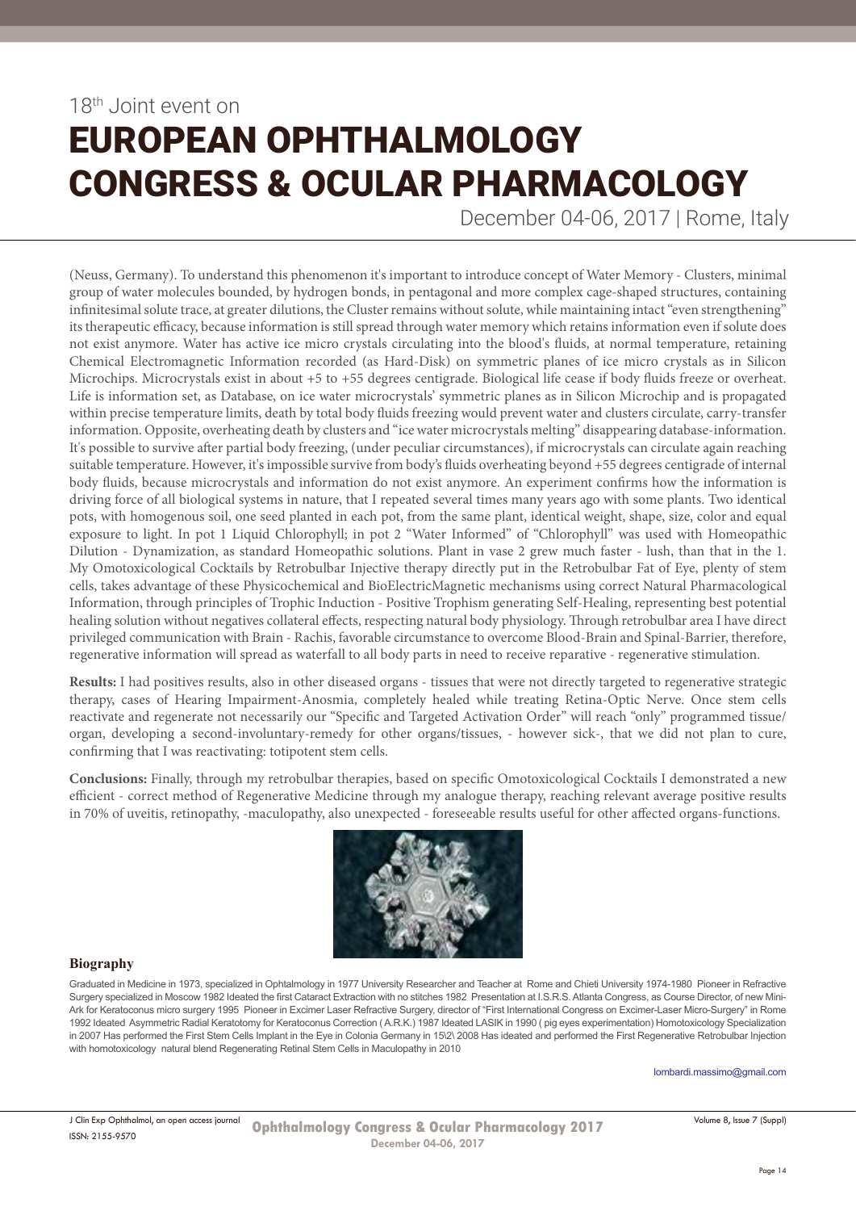(Neuss, Germany). To understand this phenomenon it's important to introduce concept of Water Memory - Clusters, minimal group of water molecules bounded, by hydrogen bonds, in pentagonal and more complex cage-shaped structures, containing infinitesimal solute trace, at greater dilutions, the Cluster remains without solute, while maintaining intact "even strengthening" its therapeutic efficacy, because information is still spread through water memory which retains information even if solute does not exist anymore. Water has active ice micro crystals circulating into the blood's fluids, at normal temperature, retaining Chemical Electromagnetic Information recorded (as Hard-Disk) on symmetric planes of ice micro crystals as in Silicon Microchips. Microcrystals exist in about +5 to +55 degrees centigrade. Biological life cease if body fluids freeze or overheat. Life is information set, as Database, on ice water microcrystals' symmetric planes as in Silicon Microchip and is propagated within precise temperature limits, death by total body fluids freezing would prevent water and clusters circulate, carry-transfer information. Opposite, overheating death by clusters and "ice water microcrystals melting" disappearing database-information. It's possible to survive after partial body freezing, (under peculiar circumstances), if microcrystals can circulate again reaching suitable temperature. However, it's impossible survive from body's fluids overheating beyond +55 degrees centigrade of internal body fluids, because microcrystals and information do not exist anymore. An experiment confirms how the information is driving force of all biological systems in nature, that I repeated several times many years ago with some plants. Two identical pots, with homogenous soil, one seed planted in each pot, from the same plant, identical weight, shape, size, color and equal exposure to light. In pot 1 Liquid Chlorophyll; in pot 2 "Water Informed" of "Chlorophyll" was used with Homeopathic Dilution - Dynamization, as standard Homeopathic solutions. Plant in vase 2 grew much faster - lush, than that in the 1. My Omotoxicological Cocktails by Retrobulbar Injective therapy directly put in the Retrobulbar Fat of Eye, plenty of stem cells, takes advantage of these Physicochemical and BioElectricMagnetic mechanisms using correct Natural Pharmacological Information, through principles of Trophic Induction - Positive Trophism generating Self-Healing, representing best potential healing solution without negatives collateral effects, respecting natural body physiology. Through retrobulbar area I have direct privileged communication with Brain - Rachis, favorable circumstance to overcome Blood-Brain and Spinal-Barrier, therefore, regenerative information will spread as waterfall to all body parts in need to receive reparative - regenerative stimulation.

**Results:** I had positives results, also in other diseased organs - tissues that were not directly targeted to regenerative strategic therapy, cases of Hearing Impairment-Anosmia, completely healed while treating Retina-Optic Nerve. Once stem cells reactivate and regenerate not necessarily our "Specific and Targeted Activation Order" will reach "only" programmed tissue/ organ, developing a second-involuntary-remedy for other organs/tissues, - however sick-, that we did not plan to cure, confirming that I was reactivating: totipotent stem cells.

**Conclusions:** Finally, through my retrobulbar therapies, based on specific Omotoxicological Cocktails I demonstrated a new efficient - correct method of Regenerative Medicine through my analogue therapy, reaching relevant average positive results in 70% of uveitis, retinopathy, -maculopathy, also unexpected - foreseeable results useful for other affected organs-functions.

## Biography

Graduated in Medicine in 1973, specialized in Ophtalmology in 1977 University Researcher and Teacher at Rome and Chieti University 1974-1980 Pioneer in Refractive Surgery specialized in Moscow 1982 Ideated the first Cataract Extraction with no stitches 1982 Presentation at I.S.R.S. Atlanta Congress, as Course Director, of new Mini-Ark for Keratoconus micro surgery 1995 Pioneer in Excimer Laser Refractive Surgery, director of "First International Congress on Excimer-Laser Micro-Surgery" in Rome 1992 Ideated Asymmetric Radial Keratotomy for Keratoconus Correction ( A.R.K.) 1987 Ideated LASIK in 1990 ( pig eyes experimentation) Homotoxicology Specialization in 2007 Has performed the First Stem Cells Implant in the Eye in Colonia Germany in 15\2\ 2008 Has ideated and performed the First Regenerative Retrobulbar Injection with homotoxicology natural blend Regenerating Retinal Stem Cells in Maculopathy in 2010

lombardi.massimo@gmail.com